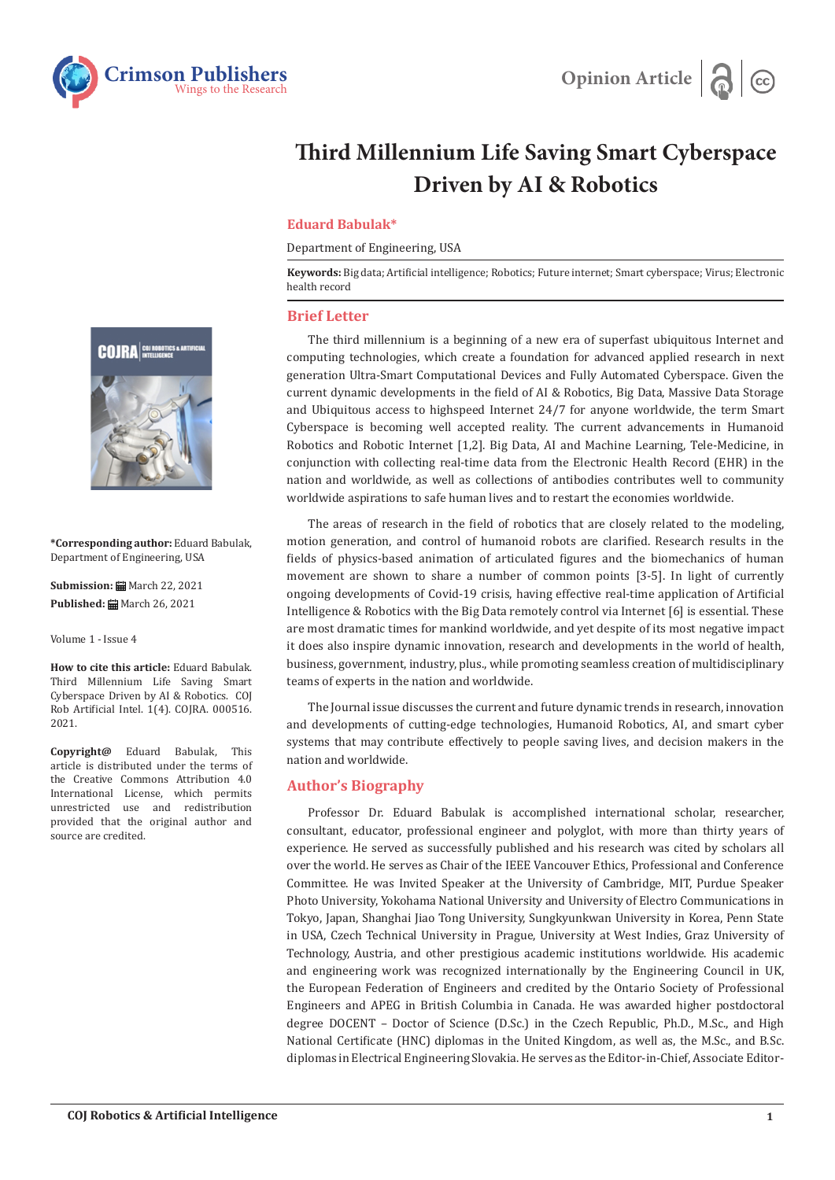Opinion Article

# Third Millennium Life Saving Smart Cyberspace Driven by AI & Robotics

**Eduard Babulak***

Department of Engineering, USA

**Keywords:** Big data; Artificial intelligence; Robotics; Future internet; Smart cyberspace; Virus; Electronic health record

**\*Corresponding author:** Eduard Babulak, Department of Engineering, USA

**Submission:** March 22, 2021

**Published:** March 26, 2021

Volume 1 - Issue 4

**How to cite this article:** Eduard Babulak. Third Millennium Life Saving Smart Cyberspace Driven by AI & Robotics. COJ Rob Artificial Intel. 1(4). COJRA. 000516. 2021.

**Copyright@** Eduard Babulak, This article is distributed under the terms of the Creative Commons Attribution 4.0 International License, which permits unrestricted use and redistribution provided that the original author and source are credited.

## Brief Letter

The third millennium is a beginning of a new era of superfast ubiquitous Internet and computing technologies, which create a foundation for advanced applied research in next generation Ultra-Smart Computational Devices and Fully Automated Cyberspace. Given the current dynamic developments in the field of AI & Robotics, Big Data, Massive Data Storage and Ubiquitous access to highspeed Internet 24/7 for anyone worldwide, the term Smart Cyberspace is becoming well accepted reality. The current advancements in Humanoid Robotics and Robotic Internet [1,2]. Big Data, AI and Machine Learning, Tele-Medicine, in conjunction with collecting real-time data from the Electronic Health Record (EHR) in the nation and worldwide, as well as collections of antibodies contributes well to community worldwide aspirations to safe human lives and to restart the economies worldwide.

The areas of research in the field of robotics that are closely related to the modeling, motion generation, and control of humanoid robots are clarified. Research results in the fields of physics-based animation of articulated figures and the biomechanics of human movement are shown to share a number of common points [3-5]. In light of currently ongoing developments of Covid-19 crisis, having effective real-time application of Artificial Intelligence & Robotics with the Big Data remotely control via Internet [6] is essential. These are most dramatic times for mankind worldwide, and yet despite of its most negative impact it does also inspire dynamic innovation, research and developments in the world of health, business, government, industry, plus., while promoting seamless creation of multidisciplinary teams of experts in the nation and worldwide.

The Journal issue discusses the current and future dynamic trends in research, innovation and developments of cutting-edge technologies, Humanoid Robotics, AI, and smart cyber systems that may contribute effectively to people saving lives, and decision makers in the nation and worldwide.

## Author's Biography

Professor Dr. Eduard Babulak is accomplished international scholar, researcher, consultant, educator, professional engineer and polyglot, with more than thirty years of experience. He served as successfully published and his research was cited by scholars all over the world. He serves as Chair of the IEEE Vancouver Ethics, Professional and Conference Committee. He was Invited Speaker at the University of Cambridge, MIT, Purdue Speaker Photo University, Yokohama National University and University of Electro Communications in Tokyo, Japan, Shanghai Jiao Tong University, Sungkyunkwan University in Korea, Penn State in USA, Czech Technical University in Prague, University at West Indies, Graz University of Technology, Austria, and other prestigious academic institutions worldwide. His academic and engineering work was recognized internationally by the Engineering Council in UK, the European Federation of Engineers and credited by the Ontario Society of Professional Engineers and APEG in British Columbia in Canada. He was awarded higher postdoctoral degree DOCENT – Doctor of Science (D.Sc.) in the Czech Republic, Ph.D., M.Sc., and High National Certificate (HNC) diplomas in the United Kingdom, as well as, the M.Sc., and B.Sc. diplomas in Electrical Engineering Slovakia. He serves as the Editor-in-Chief, Associate Editor-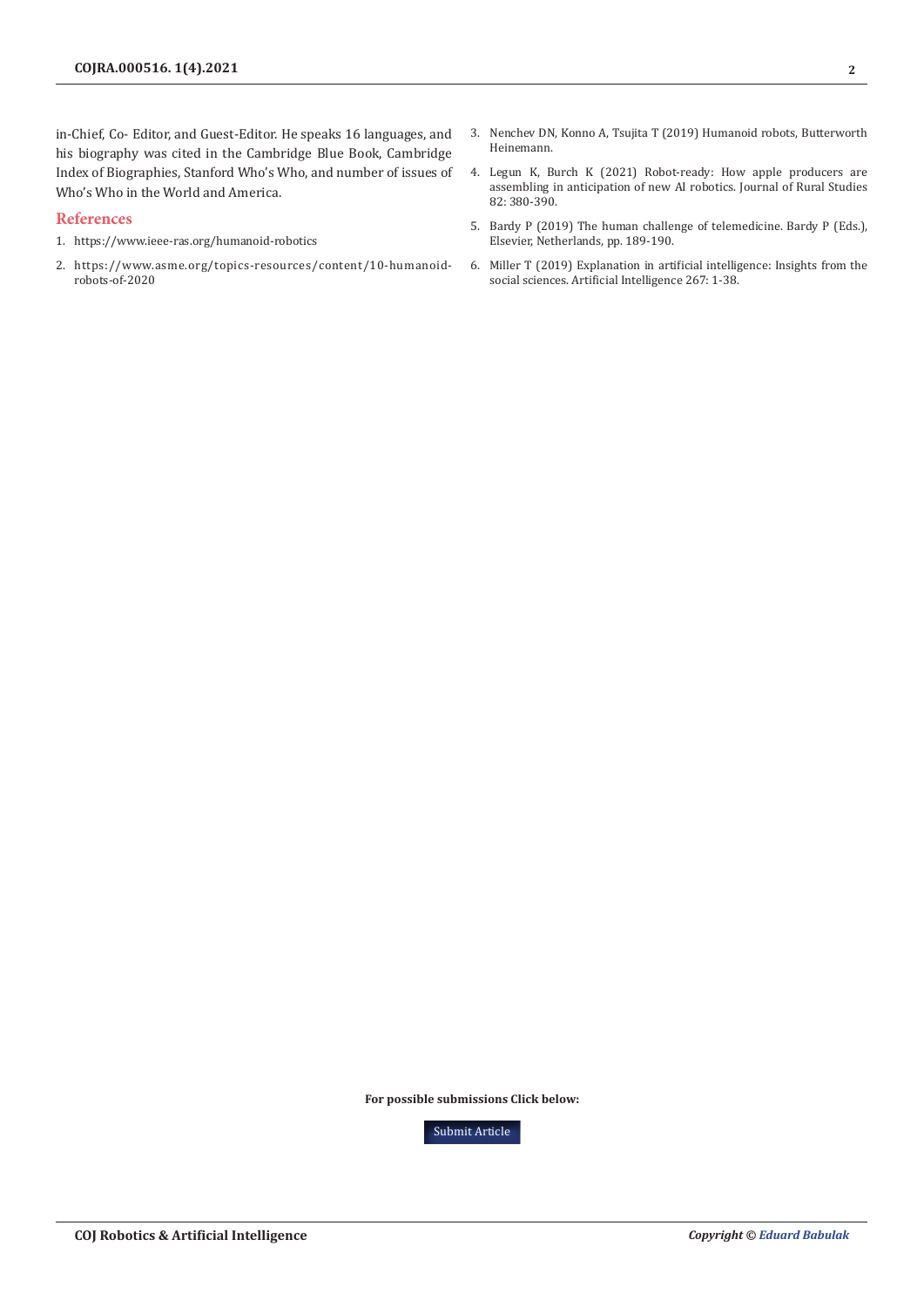in-Chief, Co- Editor, and Guest-Editor. He speaks 16 languages, and his biography was cited in the Cambridge Blue Book, Cambridge Index of Biographies, Stanford Who's Who, and number of issues of Who's Who in the World and America.

## References

1. https://www.ieee-ras.org/humanoid-robotics
2. https://www.asme.org/topics-resources/content/10-humanoid-robots-of-2020
3. Nenchev DN, Konno A, Tsujita T (2019) Humanoid robots, Butterworth Heinemann.
4. Legun K, Burch K (2021) Robot-ready: How apple producers are assembling in anticipation of new AI robotics. Journal of Rural Studies 82: 380-390.
5. Bardy P (2019) The human challenge of telemedicine. Bardy P (Eds.), Elsevier, Netherlands, pp. 189-190.
6. Miller T (2019) Explanation in artificial intelligence: Insights from the social sciences. Artificial Intelligence 267: 1-38.

**For possible submissions Click below:**

Submit Article